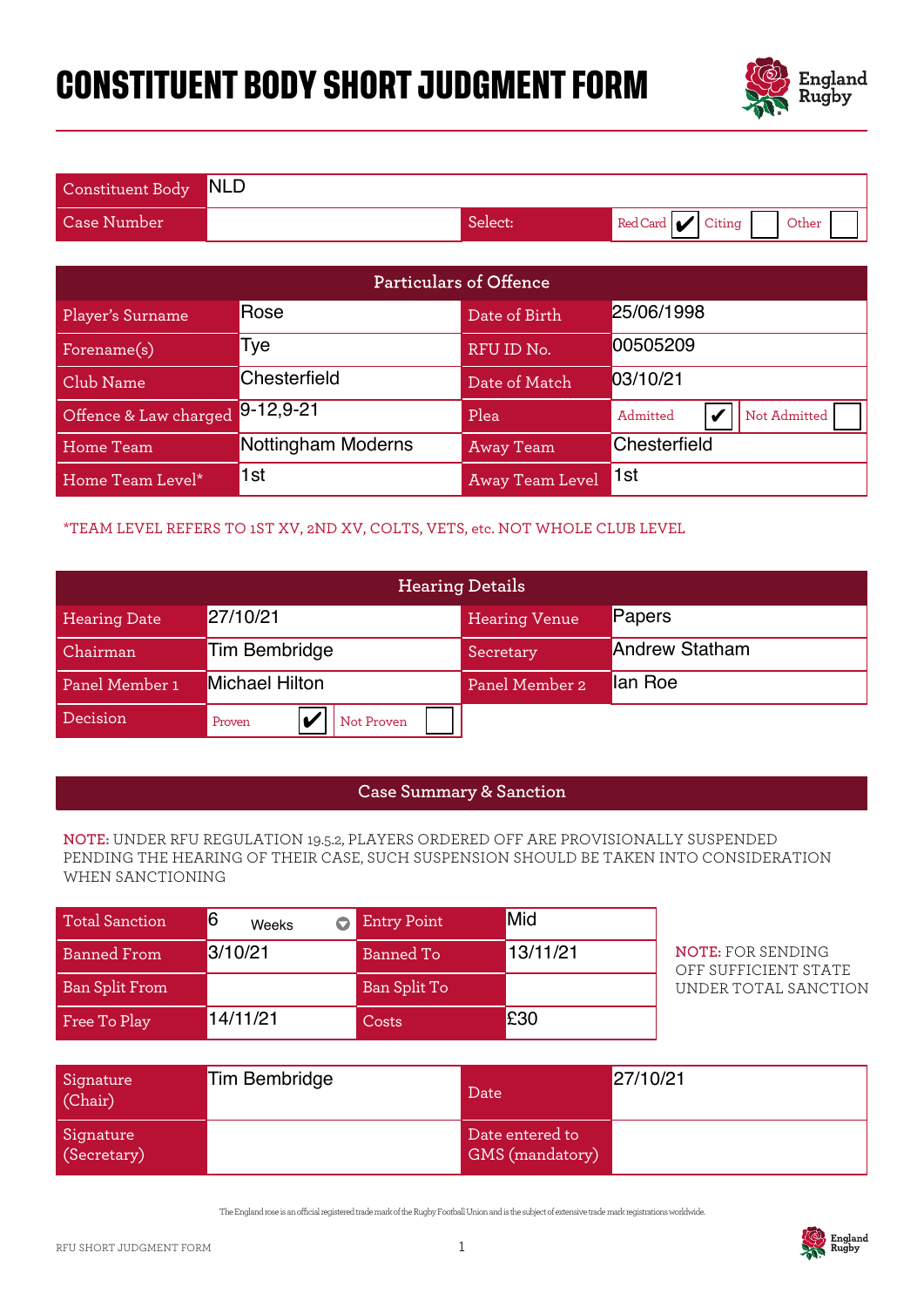# CONSTITUENT BODY SHORT JUDGMENT FORM

| | | | |
|---|---|---|---|
| Constituent Body | NLD | | |
| Case Number | | Select: | Red Card ✔ / Citing ☐ / Other ☐ |

| Particulars of Offence | | | |
|---|---|---|---|
| Player's Surname | Rose | Date of Birth | 25/06/1998 |
| Forename(s) | Tye | RFU ID No. | 00505209 |
| Club Name | Chesterfield | Date of Match | 03/10/21 |
| Offence & Law charged | 9-12,9-21 | Plea | Admitted ✔ / Not Admitted ☐ |
| Home Team | Nottingham Moderns | Away Team | Chesterfield |
| Home Team Level* | 1st | Away Team Level | 1st |

*TEAM LEVEL REFERS TO 1ST XV, 2ND XV, COLTS, VETS, etc. NOT WHOLE CLUB LEVEL

| Hearing Details | | | |
|---|---|---|---|
| Hearing Date | 27/10/21 | Hearing Venue | Papers |
| Chairman | Tim Bembridge | Secretary | Andrew Statham |
| Panel Member 1 | Michael Hilton | Panel Member 2 | Ian Roe |
| Decision | Proven ✔ / Not Proven ☐ | | |

## Case Summary & Sanction

**NOTE:** UNDER RFU REGULATION 19.5.2, PLAYERS ORDERED OFF ARE PROVISIONALLY SUSPENDED PENDING THE HEARING OF THEIR CASE, SUCH SUSPENSION SHOULD BE TAKEN INTO CONSIDERATION WHEN SANCTIONING

| | | | |
|---|---|---|---|
| Total Sanction | 6 Weeks | Entry Point | Mid |
| Banned From | 3/10/21 | Banned To | 13/11/21 |
| Ban Split From | | Ban Split To | |
| Free To Play | 14/11/21 | Costs | £30 |

**NOTE:** FOR SENDING OFF SUFFICIENT STATE UNDER TOTAL SANCTION

| | | | |
|---|---|---|---|
| Signature (Chair) | Tim Bembridge | Date | 27/10/21 |
| Signature (Secretary) | | Date entered to GMS (mandatory) | |

The England rose is an official registered trade mark of the Rugby Football Union and is the subject of extensive trade mark registrations worldwide.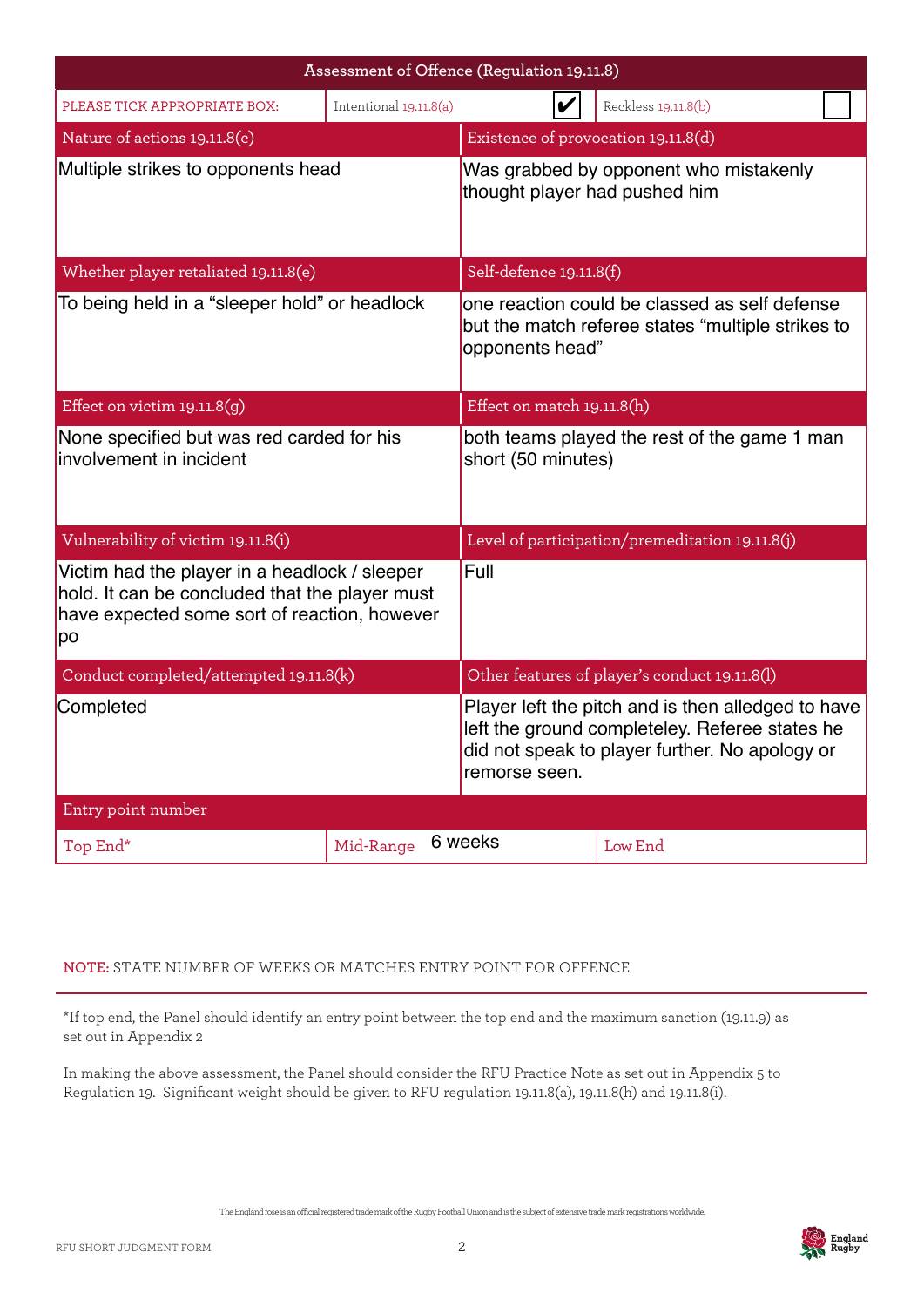## Assessment of Offence (Regulation 19.11.8)

| PLEASE TICK APPROPRIATE BOX: | Intentional 19.11.8(a) | ✔ | Reckless 19.11.8(b) | ☐ |
|---|---|---|---|---|

| Nature of actions 19.11.8(c) | Existence of provocation 19.11.8(d) |
|---|---|
| Multiple strikes to opponents head | Was grabbed by opponent who mistakenly thought player had pushed him |
| **Whether player retaliated 19.11.8(e)** | **Self-defence 19.11.8(f)** |
| To being held in a “sleeper hold” or headlock | one reaction could be classed as self defense but the match referee states “multiple strikes to opponents head” |
| **Effect on victim 19.11.8(g)** | **Effect on match 19.11.8(h)** |
| None specified but was red carded for his involvement in incident | both teams played the rest of the game 1 man short (50 minutes) |
| **Vulnerability of victim 19.11.8(i)** | **Level of participation/premeditation 19.11.8(j)** |
| Victim had the player in a headlock / sleeper hold. It can be concluded that the player must have expected some sort of reaction, however po | Full |
| **Conduct completed/attempted 19.11.8(k)** | **Other features of player’s conduct 19.11.8(l)** |
| Completed | Player left the pitch and is then alledged to have left the ground completeley. Referee states he did not speak to player further. No apology or remorse seen. |

| Entry point number | | |
|---|---|---|
| Top End* | Mid-Range 6 weeks | Low End |

**NOTE:** STATE NUMBER OF WEEKS OR MATCHES ENTRY POINT FOR OFFENCE

*If top end, the Panel should identify an entry point between the top end and the maximum sanction (19.11.9) as set out in Appendix 2

In making the above assessment, the Panel should consider the RFU Practice Note as set out in Appendix 5 to Regulation 19. Significant weight should be given to RFU regulation 19.11.8(a), 19.11.8(h) and 19.11.8(i).

The England rose is an official registered trade mark of the Rugby Football Union and is the subject of extensive trade mark registrations worldwide.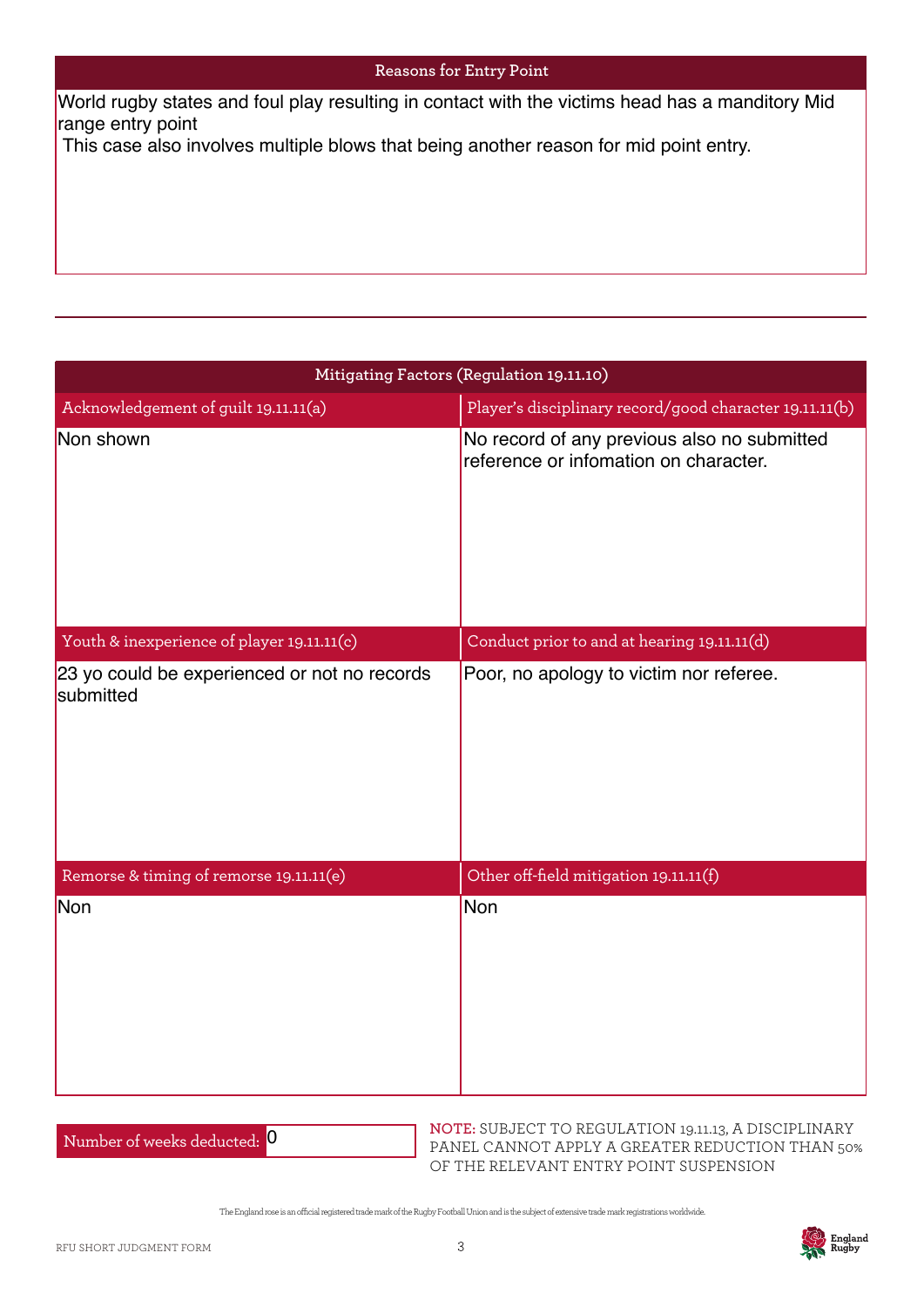## Reasons for Entry Point

World rugby states and foul play resulting in contact with the victims head has a manditory Mid range entry point
This case also involves multiple blows that being another reason for mid point entry.

---

## Mitigating Factors (Regulation 19.11.10)

| Acknowledgement of guilt 19.11.11(a) | Player's disciplinary record/good character 19.11.11(b) |
|---|---|
| Non shown | No record of any previous also no submitted reference or infomation on character. |
| **Youth & inexperience of player 19.11.11(c)** | **Conduct prior to and at hearing 19.11.11(d)** |
| 23 yo could be experienced or not no records submitted | Poor, no apology to victim nor referee. |
| **Remorse & timing of remorse 19.11.11(e)** | **Other off-field mitigation 19.11.11(f)** |
| Non | Non |

Number of weeks deducted: 0

**NOTE:** SUBJECT TO REGULATION 19.11.13, A DISCIPLINARY PANEL CANNOT APPLY A GREATER REDUCTION THAN 50% OF THE RELEVANT ENTRY POINT SUSPENSION

The England rose is an official registered trade mark of the Rugby Football Union and is the subject of extensive trade mark registrations worldwide.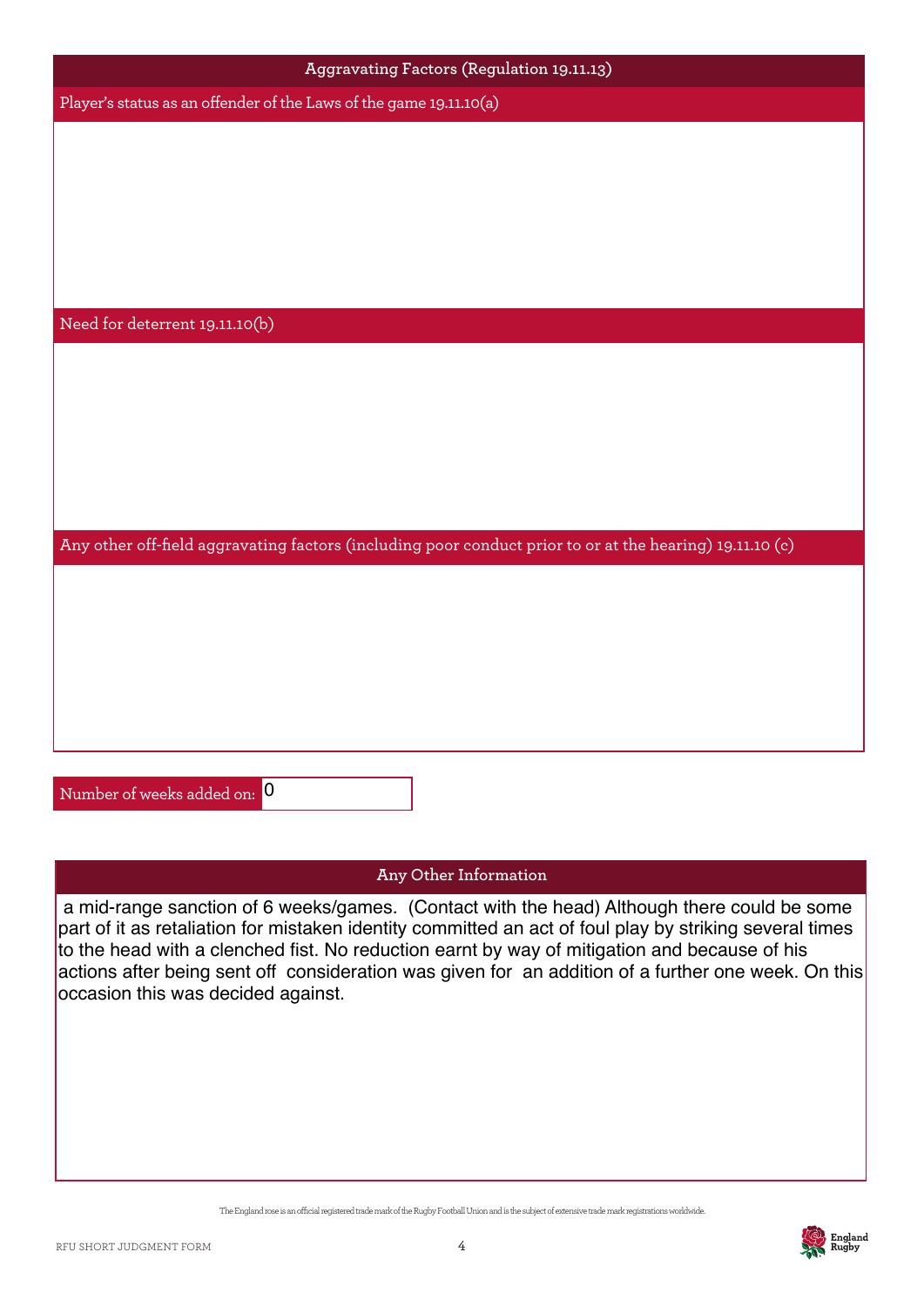## Aggravating Factors (Regulation 19.11.13)

### Player's status as an offender of the Laws of the game 19.11.10(a)

### Need for deterrent 19.11.10(b)

### Any other off-field aggravating factors (including poor conduct prior to or at the hearing) 19.11.10 (c)

Number of weeks added on: 0

## Any Other Information

a mid-range sanction of 6 weeks/games. (Contact with the head) Although there could be some part of it as retaliation for mistaken identity committed an act of foul play by striking several times to the head with a clenched fist. No reduction earnt by way of mitigation and because of his actions after being sent off consideration was given for an addition of a further one week. On this occasion this was decided against.

The England rose is an official registered trade mark of the Rugby Football Union and is the subject of extensive trade mark registrations worldwide.